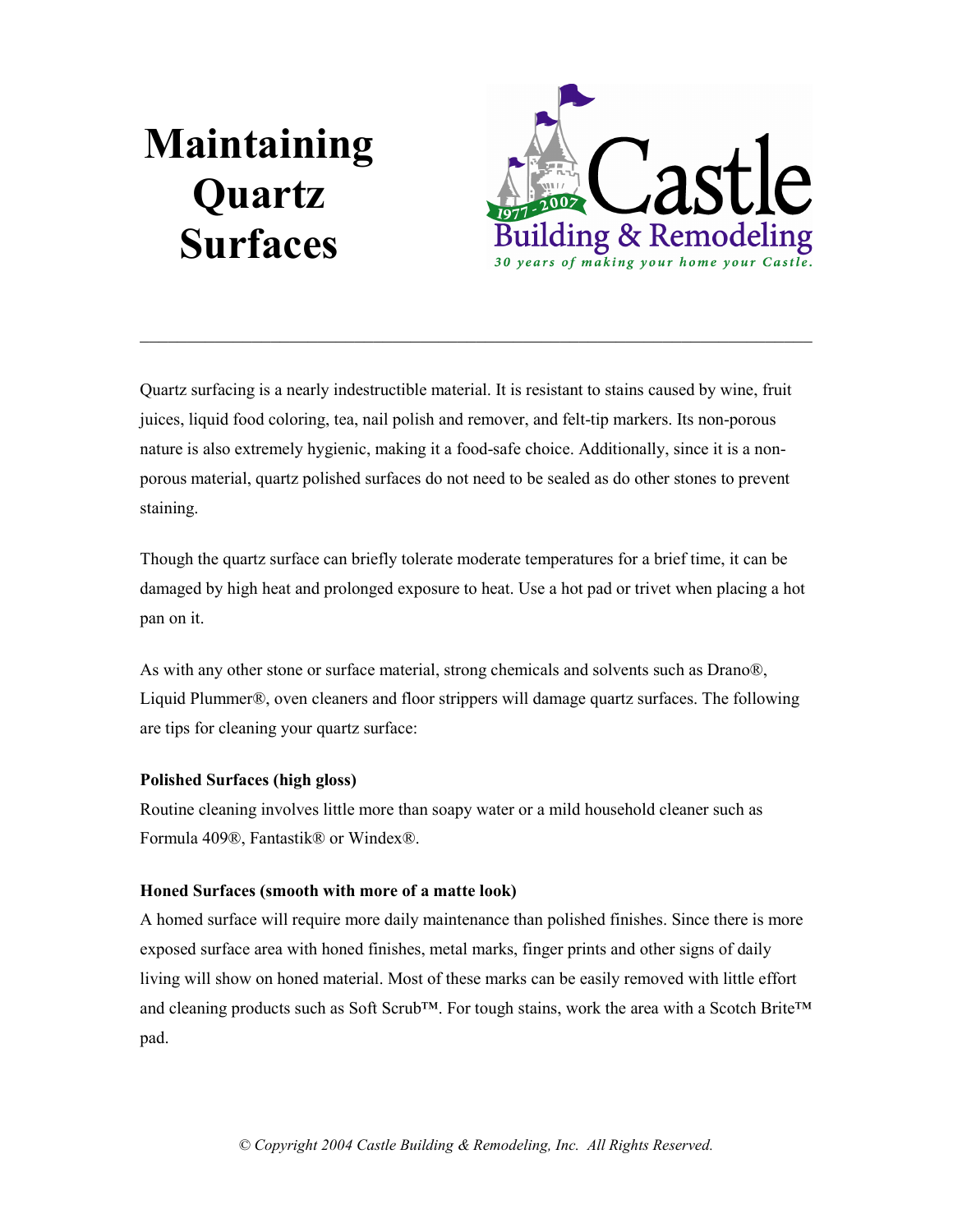# Maintaining Quartz Surfaces

Castle Building & Remodeling

1977 - 2007

*30 years of making your home your Castle.*

---

Quartz surfacing is a nearly indestructible material. It is resistant to stains caused by wine, fruit juices, liquid food coloring, tea, nail polish and remover, and felt-tip markers. Its non-porous nature is also extremely hygienic, making it a food-safe choice. Additionally, since it is a non-porous material, quartz polished surfaces do not need to be sealed as do other stones to prevent staining.

Though the quartz surface can briefly tolerate moderate temperatures for a brief time, it can be damaged by high heat and prolonged exposure to heat. Use a hot pad or trivet when placing a hot pan on it.

As with any other stone or surface material, strong chemicals and solvents such as Drano®, Liquid Plummer®, oven cleaners and floor strippers will damage quartz surfaces. The following are tips for cleaning your quartz surface:

**Polished Surfaces (high gloss)**

Routine cleaning involves little more than soapy water or a mild household cleaner such as Formula 409®, Fantastik® or Windex®.

**Honed Surfaces (smooth with more of a matte look)**

A homed surface will require more daily maintenance than polished finishes. Since there is more exposed surface area with honed finishes, metal marks, finger prints and other signs of daily living will show on honed material. Most of these marks can be easily removed with little effort and cleaning products such as Soft Scrub™. For tough stains, work the area with a Scotch Brite™ pad.

*© Copyright 2004 Castle Building & Remodeling, Inc. All Rights Reserved.*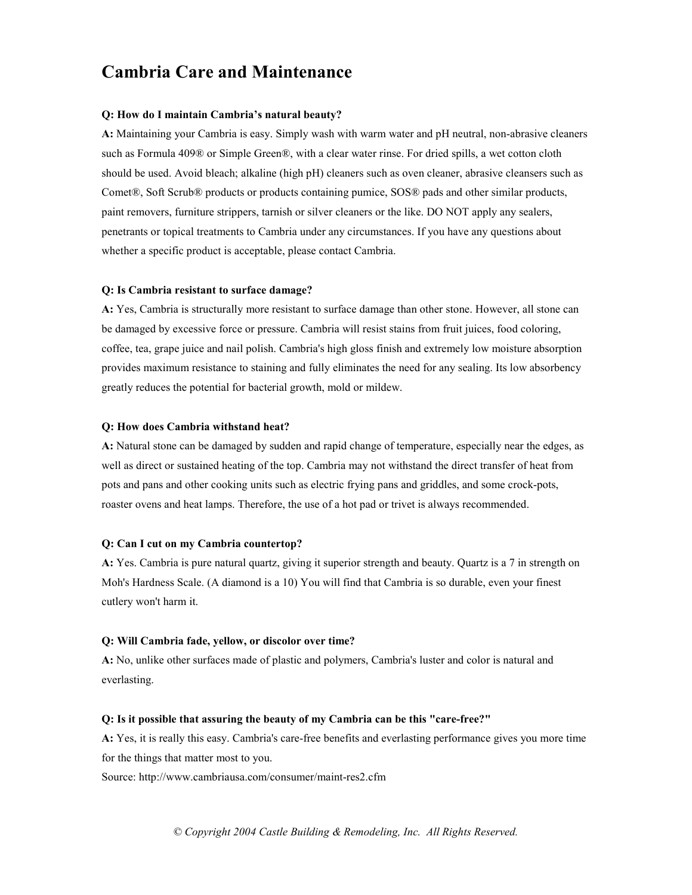# Cambria Care and Maintenance

**Q: How do I maintain Cambria's natural beauty?**

**A:** Maintaining your Cambria is easy. Simply wash with warm water and pH neutral, non-abrasive cleaners such as Formula 409® or Simple Green®, with a clear water rinse. For dried spills, a wet cotton cloth should be used. Avoid bleach; alkaline (high pH) cleaners such as oven cleaner, abrasive cleansers such as Comet®, Soft Scrub® products or products containing pumice, SOS® pads and other similar products, paint removers, furniture strippers, tarnish or silver cleaners or the like. DO NOT apply any sealers, penetrants or topical treatments to Cambria under any circumstances. If you have any questions about whether a specific product is acceptable, please contact Cambria.

**Q: Is Cambria resistant to surface damage?**

**A:** Yes, Cambria is structurally more resistant to surface damage than other stone. However, all stone can be damaged by excessive force or pressure. Cambria will resist stains from fruit juices, food coloring, coffee, tea, grape juice and nail polish. Cambria's high gloss finish and extremely low moisture absorption provides maximum resistance to staining and fully eliminates the need for any sealing. Its low absorbency greatly reduces the potential for bacterial growth, mold or mildew.

**Q: How does Cambria withstand heat?**

**A:** Natural stone can be damaged by sudden and rapid change of temperature, especially near the edges, as well as direct or sustained heating of the top. Cambria may not withstand the direct transfer of heat from pots and pans and other cooking units such as electric frying pans and griddles, and some crock-pots, roaster ovens and heat lamps. Therefore, the use of a hot pad or trivet is always recommended.

**Q: Can I cut on my Cambria countertop?**

**A:** Yes. Cambria is pure natural quartz, giving it superior strength and beauty. Quartz is a 7 in strength on Moh's Hardness Scale. (A diamond is a 10) You will find that Cambria is so durable, even your finest cutlery won't harm it.

**Q: Will Cambria fade, yellow, or discolor over time?**

**A:** No, unlike other surfaces made of plastic and polymers, Cambria's luster and color is natural and everlasting.

**Q: Is it possible that assuring the beauty of my Cambria can be this "care-free?"**

**A:** Yes, it is really this easy. Cambria's care-free benefits and everlasting performance gives you more time for the things that matter most to you.

Source: http://www.cambriausa.com/consumer/maint-res2.cfm

*© Copyright 2004 Castle Building & Remodeling, Inc. All Rights Reserved.*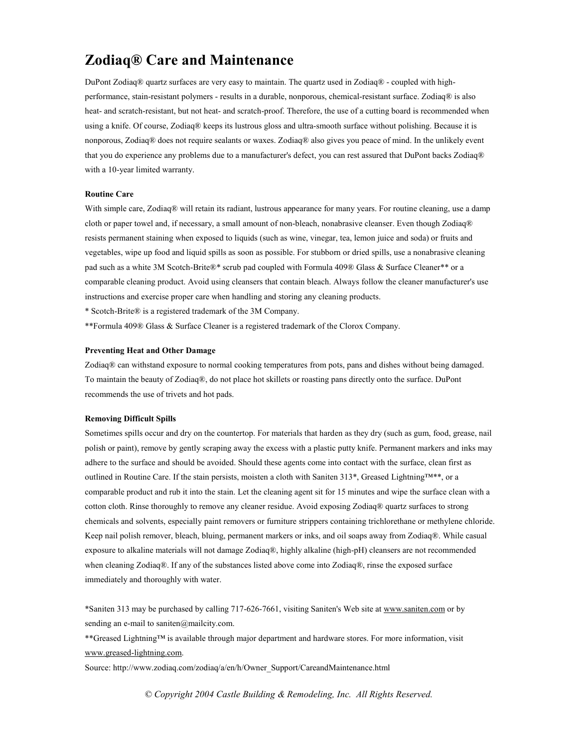# Zodiaq® Care and Maintenance

DuPont Zodiaq® quartz surfaces are very easy to maintain. The quartz used in Zodiaq® - coupled with high-performance, stain-resistant polymers - results in a durable, nonporous, chemical-resistant surface. Zodiaq® is also heat- and scratch-resistant, but not heat- and scratch-proof. Therefore, the use of a cutting board is recommended when using a knife. Of course, Zodiaq® keeps its lustrous gloss and ultra-smooth surface without polishing. Because it is nonporous, Zodiaq® does not require sealants or waxes. Zodiaq® also gives you peace of mind. In the unlikely event that you do experience any problems due to a manufacturer's defect, you can rest assured that DuPont backs Zodiaq® with a 10-year limited warranty.

#### Routine Care

With simple care, Zodiaq® will retain its radiant, lustrous appearance for many years. For routine cleaning, use a damp cloth or paper towel and, if necessary, a small amount of non-bleach, nonabrasive cleanser. Even though Zodiaq® resists permanent staining when exposed to liquids (such as wine, vinegar, tea, lemon juice and soda) or fruits and vegetables, wipe up food and liquid spills as soon as possible. For stubborn or dried spills, use a nonabrasive cleaning pad such as a white 3M Scotch-Brite®* scrub pad coupled with Formula 409® Glass & Surface Cleaner** or a comparable cleaning product. Avoid using cleansers that contain bleach. Always follow the cleaner manufacturer's use instructions and exercise proper care when handling and storing any cleaning products.

* Scotch-Brite® is a registered trademark of the 3M Company.

**Formula 409® Glass & Surface Cleaner is a registered trademark of the Clorox Company.

#### Preventing Heat and Other Damage

Zodiaq® can withstand exposure to normal cooking temperatures from pots, pans and dishes without being damaged. To maintain the beauty of Zodiaq®, do not place hot skillets or roasting pans directly onto the surface. DuPont recommends the use of trivets and hot pads.

#### Removing Difficult Spills

Sometimes spills occur and dry on the countertop. For materials that harden as they dry (such as gum, food, grease, nail polish or paint), remove by gently scraping away the excess with a plastic putty knife. Permanent markers and inks may adhere to the surface and should be avoided. Should these agents come into contact with the surface, clean first as outlined in Routine Care. If the stain persists, moisten a cloth with Saniten 313*, Greased Lightning™**, or a comparable product and rub it into the stain. Let the cleaning agent sit for 15 minutes and wipe the surface clean with a cotton cloth. Rinse thoroughly to remove any cleaner residue. Avoid exposing Zodiaq® quartz surfaces to strong chemicals and solvents, especially paint removers or furniture strippers containing trichlorethane or methylene chloride. Keep nail polish remover, bleach, bluing, permanent markers or inks, and oil soaps away from Zodiaq®. While casual exposure to alkaline materials will not damage Zodiaq®, highly alkaline (high-pH) cleansers are not recommended when cleaning Zodiaq®. If any of the substances listed above come into Zodiaq®, rinse the exposed surface immediately and thoroughly with water.

*Saniten 313 may be purchased by calling 717-626-7661, visiting Saniten's Web site at www.saniten.com or by sending an e-mail to saniten@mailcity.com.

**Greased Lightning™ is available through major department and hardware stores. For more information, visit www.greased-lightning.com.

Source: http://www.zodiaq.com/zodiaq/a/en/h/Owner_Support/CareandMaintenance.html

*© Copyright 2004 Castle Building & Remodeling, Inc. All Rights Reserved.*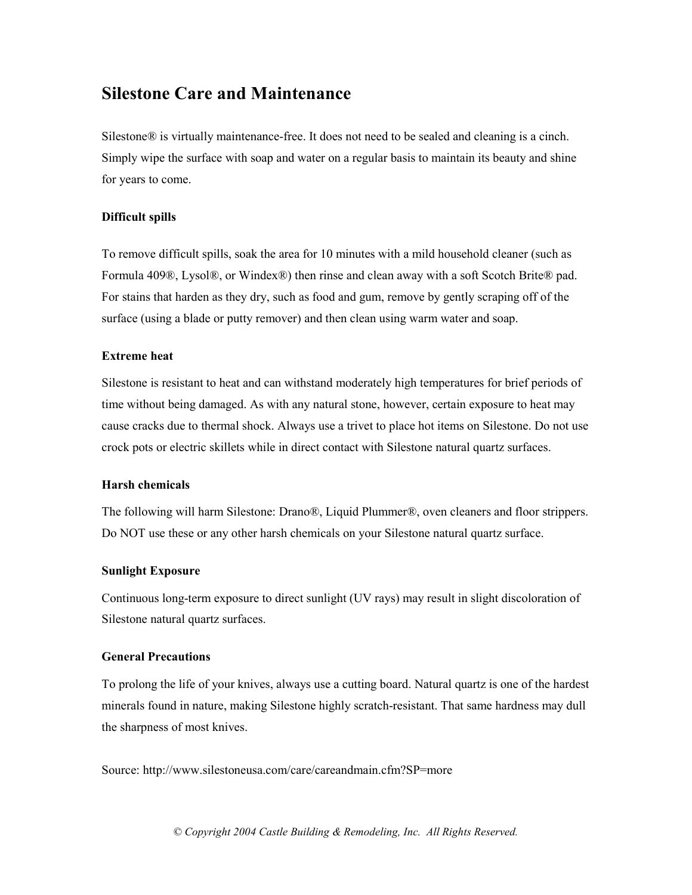# Silestone Care and Maintenance

Silestone® is virtually maintenance-free. It does not need to be sealed and cleaning is a cinch. Simply wipe the surface with soap and water on a regular basis to maintain its beauty and shine for years to come.

### Difficult spills

To remove difficult spills, soak the area for 10 minutes with a mild household cleaner (such as Formula 409®, Lysol®, or Windex®) then rinse and clean away with a soft Scotch Brite® pad. For stains that harden as they dry, such as food and gum, remove by gently scraping off of the surface (using a blade or putty remover) and then clean using warm water and soap.

### Extreme heat

Silestone is resistant to heat and can withstand moderately high temperatures for brief periods of time without being damaged. As with any natural stone, however, certain exposure to heat may cause cracks due to thermal shock. Always use a trivet to place hot items on Silestone. Do not use crock pots or electric skillets while in direct contact with Silestone natural quartz surfaces.

### Harsh chemicals

The following will harm Silestone: Drano®, Liquid Plummer®, oven cleaners and floor strippers. Do NOT use these or any other harsh chemicals on your Silestone natural quartz surface.

### Sunlight Exposure

Continuous long-term exposure to direct sunlight (UV rays) may result in slight discoloration of Silestone natural quartz surfaces.

### General Precautions

To prolong the life of your knives, always use a cutting board. Natural quartz is one of the hardest minerals found in nature, making Silestone highly scratch-resistant. That same hardness may dull the sharpness of most knives.

Source: http://www.silestoneusa.com/care/careandmain.cfm?SP=more

*© Copyright 2004 Castle Building & Remodeling, Inc. All Rights Reserved.*